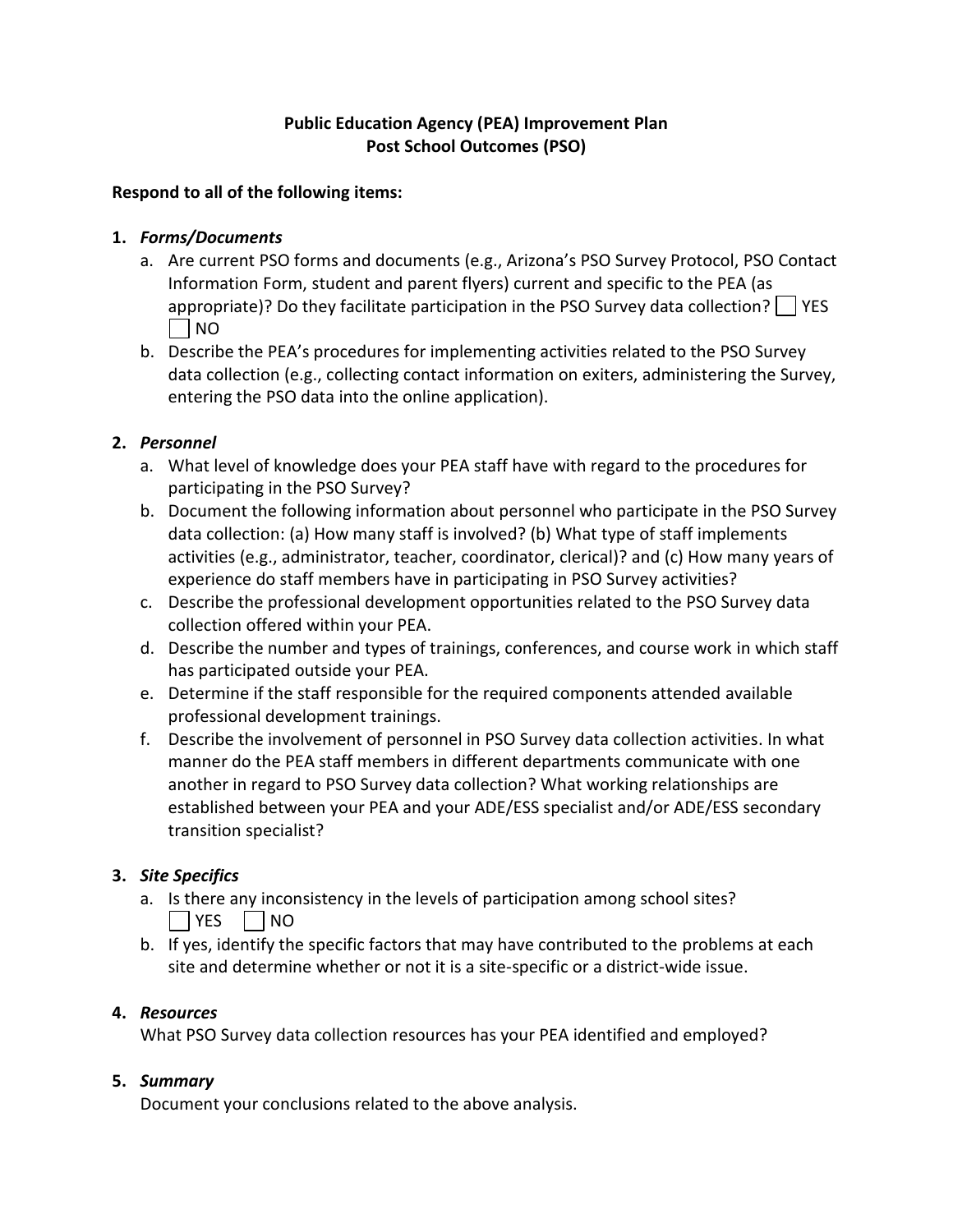# Public Education Agency (PEA) Improvement Plan
## Post School Outcomes (PSO)

**Respond to all of the following items:**

1. ***Forms/Documents***
   a. Are current PSO forms and documents (e.g., Arizona's PSO Survey Protocol, PSO Contact Information Form, student and parent flyers) current and specific to the PEA (as appropriate)? Do they facilitate participation in the PSO Survey data collection? ☐ YES ☐ NO
   b. Describe the PEA's procedures for implementing activities related to the PSO Survey data collection (e.g., collecting contact information on exiters, administering the Survey, entering the PSO data into the online application).

2. ***Personnel***
   a. What level of knowledge does your PEA staff have with regard to the procedures for participating in the PSO Survey?
   b. Document the following information about personnel who participate in the PSO Survey data collection: (a) How many staff is involved? (b) What type of staff implements activities (e.g., administrator, teacher, coordinator, clerical)? and (c) How many years of experience do staff members have in participating in PSO Survey activities?
   c. Describe the professional development opportunities related to the PSO Survey data collection offered within your PEA.
   d. Describe the number and types of trainings, conferences, and course work in which staff has participated outside your PEA.
   e. Determine if the staff responsible for the required components attended available professional development trainings.
   f. Describe the involvement of personnel in PSO Survey data collection activities. In what manner do the PEA staff members in different departments communicate with one another in regard to PSO Survey data collection? What working relationships are established between your PEA and your ADE/ESS specialist and/or ADE/ESS secondary transition specialist?

3. ***Site Specifics***
   a. Is there any inconsistency in the levels of participation among school sites? ☐ YES ☐ NO
   b. If yes, identify the specific factors that may have contributed to the problems at each site and determine whether or not it is a site-specific or a district-wide issue.

4. ***Resources***
   What PSO Survey data collection resources has your PEA identified and employed?

5. ***Summary***
   Document your conclusions related to the above analysis.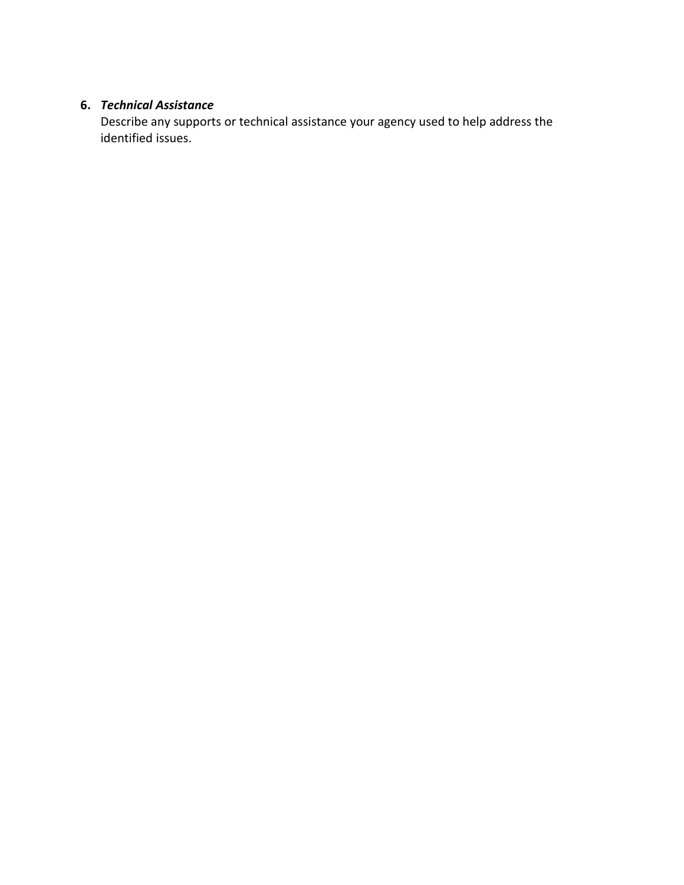6. ***Technical Assistance***

   Describe any supports or technical assistance your agency used to help address the identified issues.